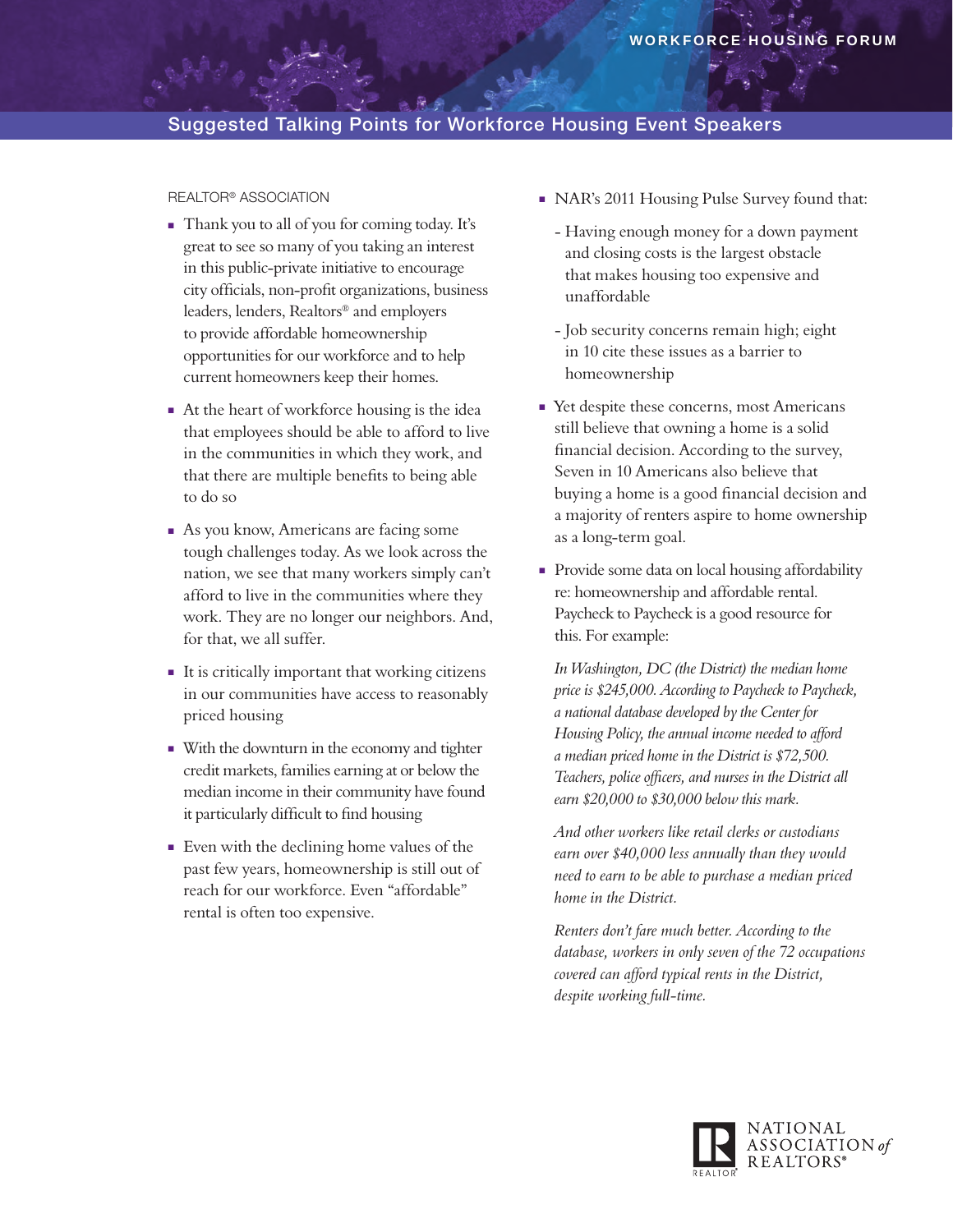WORKFORCE HOUSING FORUM

# Suggested Talking Points for Workforce Housing Event Speakers

## REALTOR® ASSOCIATION

- Thank you to all of you for coming today. It's great to see so many of you taking an interest in this public-private initiative to encourage city officials, non-profit organizations, business leaders, lenders, Realtors® and employers to provide affordable homeownership opportunities for our workforce and to help current homeowners keep their homes.
- At the heart of workforce housing is the idea that employees should be able to afford to live in the communities in which they work, and that there are multiple benefits to being able to do so
- As you know, Americans are facing some tough challenges today. As we look across the nation, we see that many workers simply can't afford to live in the communities where they work. They are no longer our neighbors. And, for that, we all suffer.
- It is critically important that working citizens in our communities have access to reasonably priced housing
- With the downturn in the economy and tighter credit markets, families earning at or below the median income in their community have found it particularly difficult to find housing
- Even with the declining home values of the past few years, homeownership is still out of reach for our workforce. Even "affordable" rental is often too expensive.
- NAR's 2011 Housing Pulse Survey found that:
  - Having enough money for a down payment and closing costs is the largest obstacle that makes housing too expensive and unaffordable
  - Job security concerns remain high; eight in 10 cite these issues as a barrier to homeownership
- Yet despite these concerns, most Americans still believe that owning a home is a solid financial decision. According to the survey, Seven in 10 Americans also believe that buying a home is a good financial decision and a majority of renters aspire to home ownership as a long-term goal.
- Provide some data on local housing affordability re: homeownership and affordable rental. Paycheck to Paycheck is a good resource for this. For example:

  *In Washington, DC (the District) the median home price is $245,000. According to Paycheck to Paycheck, a national database developed by the Center for Housing Policy, the annual income needed to afford a median priced home in the District is $72,500. Teachers, police officers, and nurses in the District all earn $20,000 to $30,000 below this mark.*

  *And other workers like retail clerks or custodians earn over $40,000 less annually than they would need to earn to be able to purchase a median priced home in the District.*

  *Renters don't fare much better. According to the database, workers in only seven of the 72 occupations covered can afford typical rents in the District, despite working full-time.*

NATIONAL ASSOCIATION *of* REALTORS®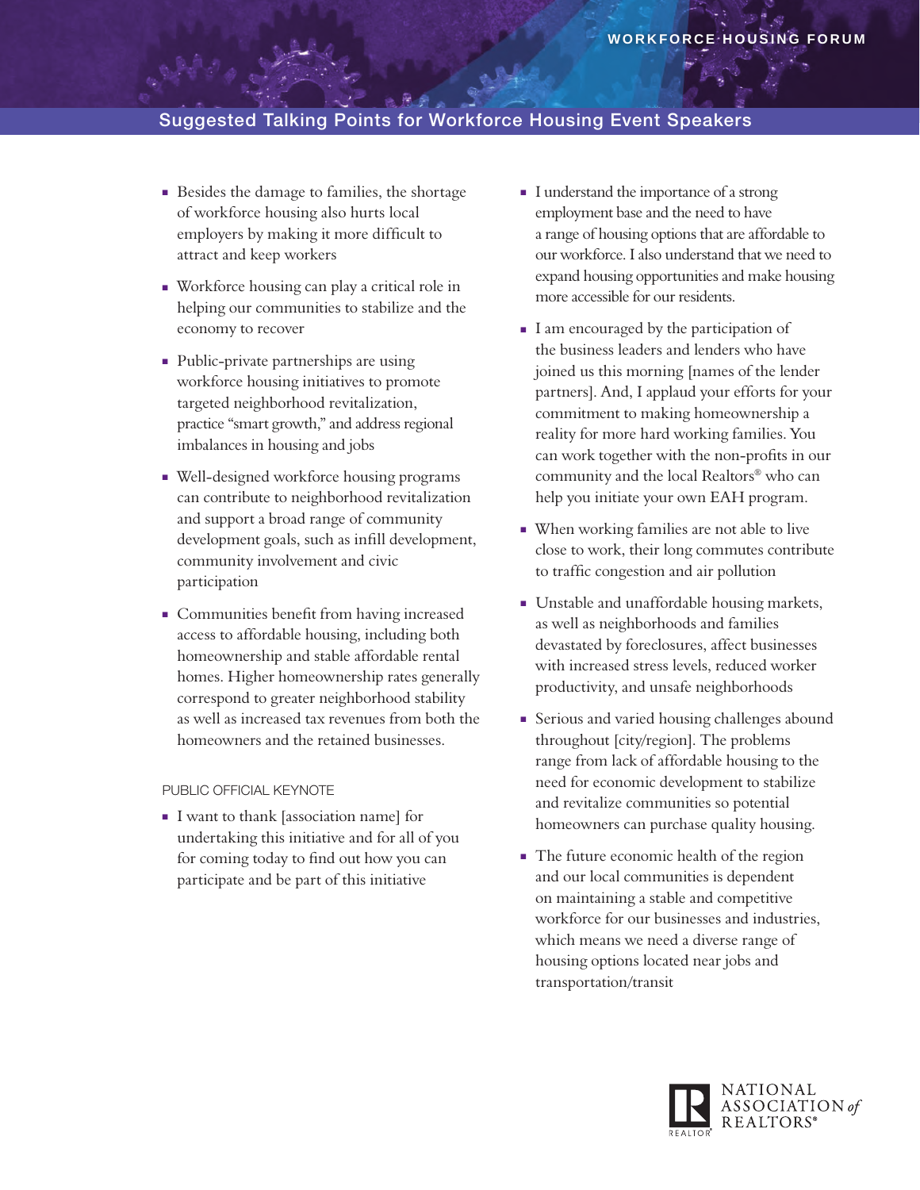## Suggested Talking Points for Workforce Housing Event Speakers

- Besides the damage to families, the shortage of workforce housing also hurts local employers by making it more difficult to attract and keep workers
- Workforce housing can play a critical role in helping our communities to stabilize and the economy to recover
- Public-private partnerships are using workforce housing initiatives to promote targeted neighborhood revitalization, practice "smart growth," and address regional imbalances in housing and jobs
- Well-designed workforce housing programs can contribute to neighborhood revitalization and support a broad range of community development goals, such as infill development, community involvement and civic participation
- Communities benefit from having increased access to affordable housing, including both homeownership and stable affordable rental homes. Higher homeownership rates generally correspond to greater neighborhood stability as well as increased tax revenues from both the homeowners and the retained businesses.

PUBLIC OFFICIAL KEYNOTE

- I want to thank [association name] for undertaking this initiative and for all of you for coming today to find out how you can participate and be part of this initiative
- I understand the importance of a strong employment base and the need to have a range of housing options that are affordable to our workforce. I also understand that we need to expand housing opportunities and make housing more accessible for our residents.
- I am encouraged by the participation of the business leaders and lenders who have joined us this morning [names of the lender partners]. And, I applaud your efforts for your commitment to making homeownership a reality for more hard working families. You can work together with the non-profits in our community and the local Realtors® who can help you initiate your own EAH program.
- When working families are not able to live close to work, their long commutes contribute to traffic congestion and air pollution
- Unstable and unaffordable housing markets, as well as neighborhoods and families devastated by foreclosures, affect businesses with increased stress levels, reduced worker productivity, and unsafe neighborhoods
- Serious and varied housing challenges abound throughout [city/region]. The problems range from lack of affordable housing to the need for economic development to stabilize and revitalize communities so potential homeowners can purchase quality housing.
- The future economic health of the region and our local communities is dependent on maintaining a stable and competitive workforce for our businesses and industries, which means we need a diverse range of housing options located near jobs and transportation/transit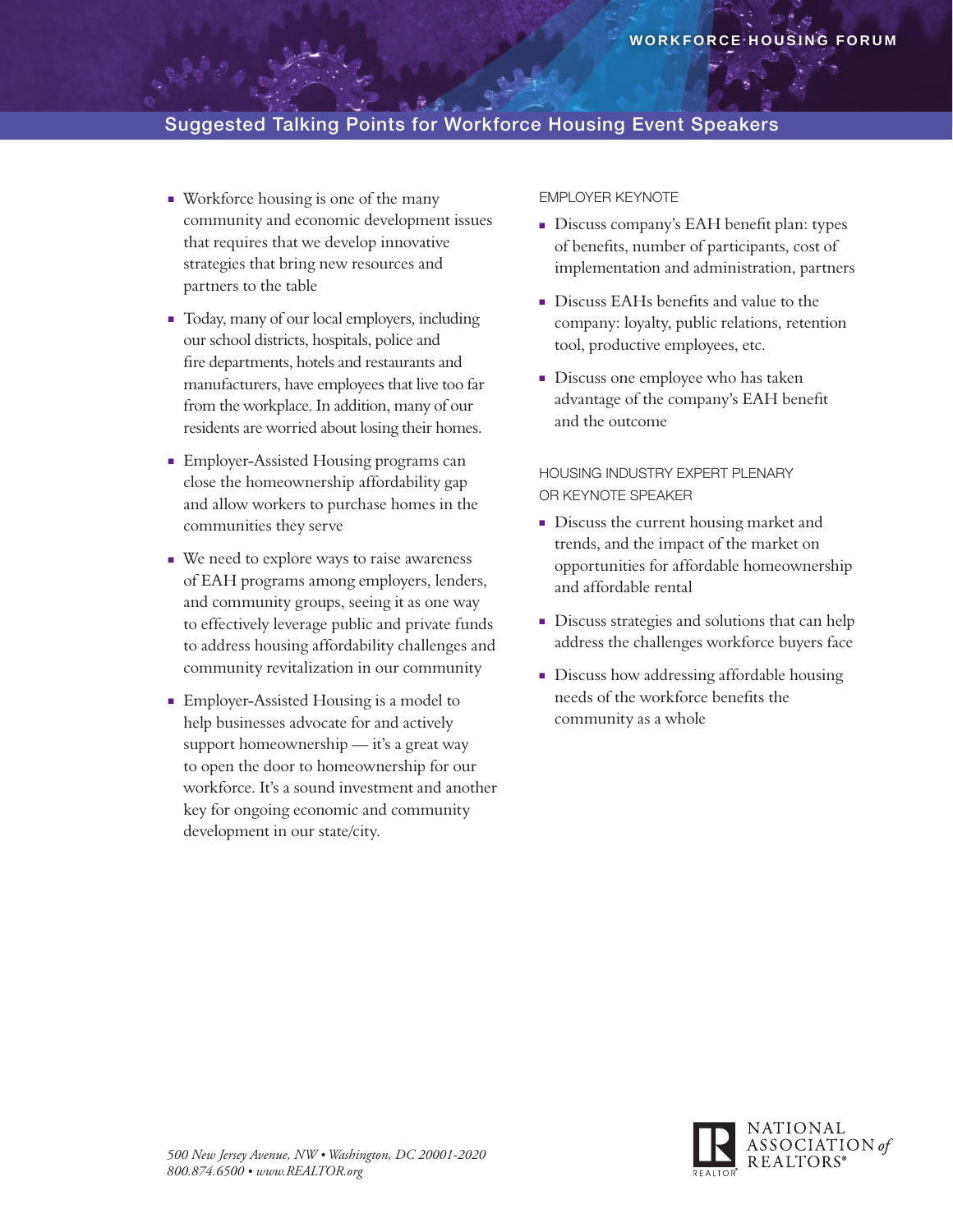## Suggested Talking Points for Workforce Housing Event Speakers

- Workforce housing is one of the many community and economic development issues that requires that we develop innovative strategies that bring new resources and partners to the table
- Today, many of our local employers, including our school districts, hospitals, police and fire departments, hotels and restaurants and manufacturers, have employees that live too far from the workplace. In addition, many of our residents are worried about losing their homes.
- Employer-Assisted Housing programs can close the homeownership affordability gap and allow workers to purchase homes in the communities they serve
- We need to explore ways to raise awareness of EAH programs among employers, lenders, and community groups, seeing it as one way to effectively leverage public and private funds to address housing affordability challenges and community revitalization in our community
- Employer-Assisted Housing is a model to help businesses advocate for and actively support homeownership — it's a great way to open the door to homeownership for our workforce. It's a sound investment and another key for ongoing economic and community development in our state/city.

### EMPLOYER KEYNOTE

- Discuss company's EAH benefit plan: types of benefits, number of participants, cost of implementation and administration, partners
- Discuss EAHs benefits and value to the company: loyalty, public relations, retention tool, productive employees, etc.
- Discuss one employee who has taken advantage of the company's EAH benefit and the outcome

### HOUSING INDUSTRY EXPERT PLENARY OR KEYNOTE SPEAKER

- Discuss the current housing market and trends, and the impact of the market on opportunities for affordable homeownership and affordable rental
- Discuss strategies and solutions that can help address the challenges workforce buyers face
- Discuss how addressing affordable housing needs of the workforce benefits the community as a whole

*500 New Jersey Avenue, NW • Washington, DC 20001-2020*
*800.874.6500 • www.REALTOR.org*

NATIONAL ASSOCIATION *of* REALTORS®